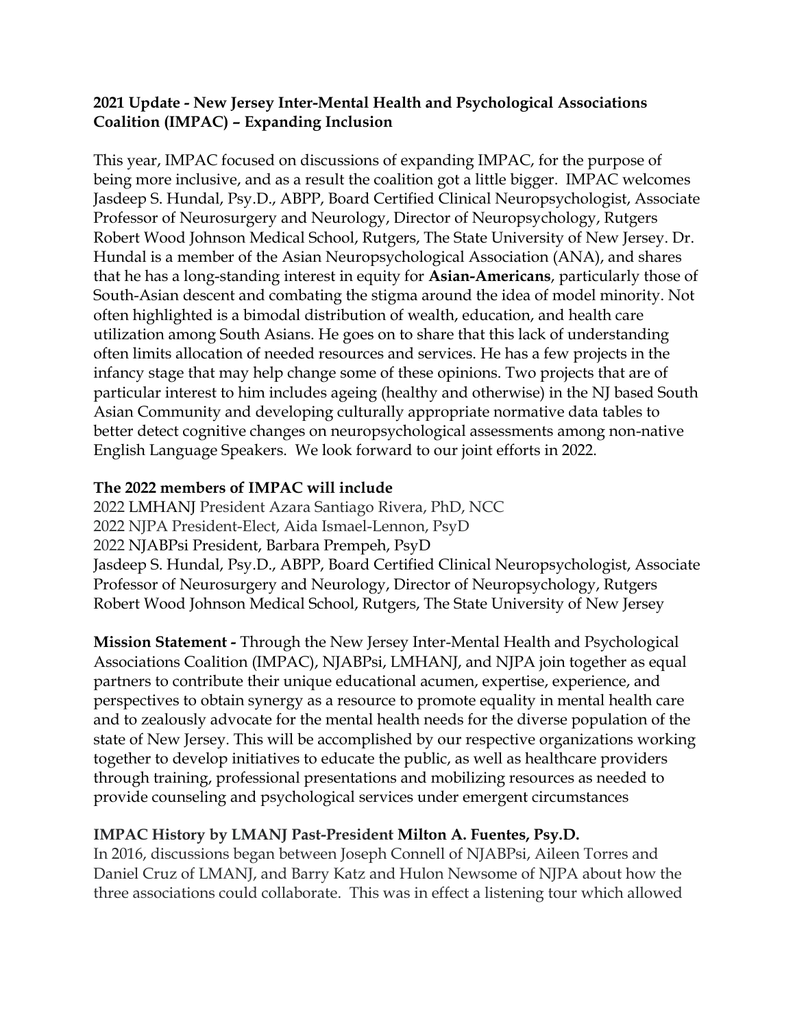**2021 Update - New Jersey Inter-Mental Health and Psychological Associations Coalition (IMPAC) – Expanding Inclusion**

This year, IMPAC focused on discussions of expanding IMPAC, for the purpose of being more inclusive, and as a result the coalition got a little bigger. IMPAC welcomes Jasdeep S. Hundal, Psy.D., ABPP, Board Certified Clinical Neuropsychologist, Associate Professor of Neurosurgery and Neurology, Director of Neuropsychology, Rutgers Robert Wood Johnson Medical School, Rutgers, The State University of New Jersey. Dr. Hundal is a member of the Asian Neuropsychological Association (ANA), and shares that he has a long-standing interest in equity for **Asian-Americans**, particularly those of South-Asian descent and combating the stigma around the idea of model minority. Not often highlighted is a bimodal distribution of wealth, education, and health care utilization among South Asians. He goes on to share that this lack of understanding often limits allocation of needed resources and services. He has a few projects in the infancy stage that may help change some of these opinions. Two projects that are of particular interest to him includes ageing (healthy and otherwise) in the NJ based South Asian Community and developing culturally appropriate normative data tables to better detect cognitive changes on neuropsychological assessments among non-native English Language Speakers. We look forward to our joint efforts in 2022.

**The 2022 members of IMPAC will include**

2022 LMHANJ President Azara Santiago Rivera, PhD, NCC
2022 NJPA President-Elect, Aida Ismael-Lennon, PsyD
2022 NJABPsi President, Barbara Prempeh, PsyD
Jasdeep S. Hundal, Psy.D., ABPP, Board Certified Clinical Neuropsychologist, Associate Professor of Neurosurgery and Neurology, Director of Neuropsychology, Rutgers Robert Wood Johnson Medical School, Rutgers, The State University of New Jersey

**Mission Statement -** Through the New Jersey Inter-Mental Health and Psychological Associations Coalition (IMPAC), NJABPsi, LMHANJ, and NJPA join together as equal partners to contribute their unique educational acumen, expertise, experience, and perspectives to obtain synergy as a resource to promote equality in mental health care and to zealously advocate for the mental health needs for the diverse population of the state of New Jersey. This will be accomplished by our respective organizations working together to develop initiatives to educate the public, as well as healthcare providers through training, professional presentations and mobilizing resources as needed to provide counseling and psychological services under emergent circumstances

**IMPAC History by LMANJ Past-President Milton A. Fuentes, Psy.D.**

In 2016, discussions began between Joseph Connell of NJABPsi, Aileen Torres and Daniel Cruz of LMANJ, and Barry Katz and Hulon Newsome of NJPA about how the three associations could collaborate. This was in effect a listening tour which allowed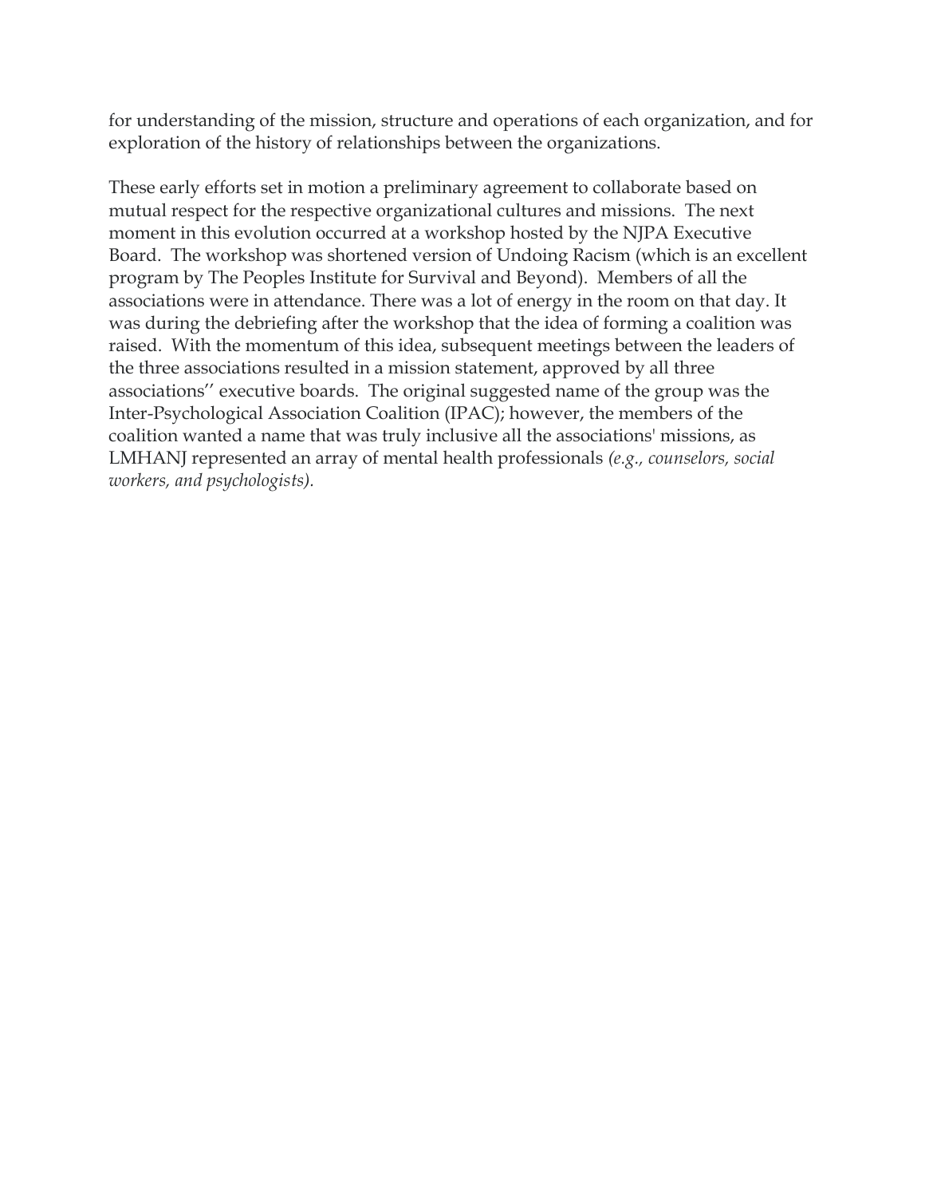for understanding of the mission, structure and operations of each organization, and for exploration of the history of relationships between the organizations.

These early efforts set in motion a preliminary agreement to collaborate based on mutual respect for the respective organizational cultures and missions. The next moment in this evolution occurred at a workshop hosted by the NJPA Executive Board. The workshop was shortened version of Undoing Racism (which is an excellent program by The Peoples Institute for Survival and Beyond). Members of all the associations were in attendance. There was a lot of energy in the room on that day. It was during the debriefing after the workshop that the idea of forming a coalition was raised. With the momentum of this idea, subsequent meetings between the leaders of the three associations resulted in a mission statement, approved by all three associations'' executive boards. The original suggested name of the group was the Inter-Psychological Association Coalition (IPAC); however, the members of the coalition wanted a name that was truly inclusive all the associations' missions, as LMHANJ represented an array of mental health professionals *(e.g., counselors, social workers, and psychologists).*